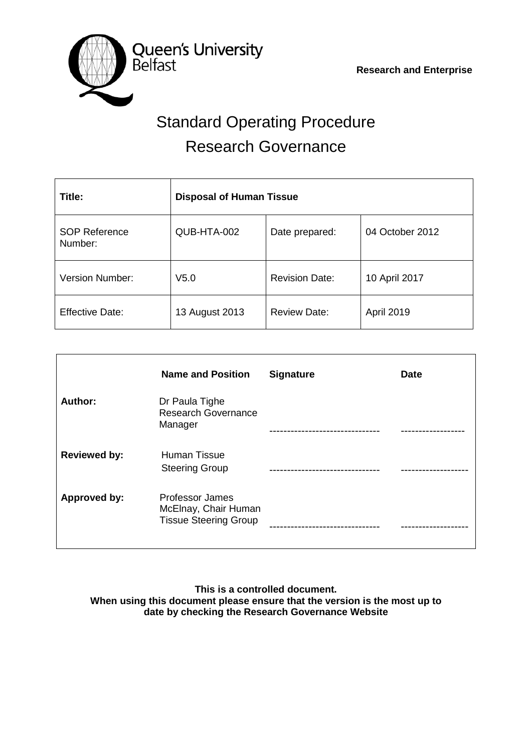Queen's University Belfast

**Research and Enterprise**

# Standard Operating Procedure
# Research Governance

| **Title:** | **Disposal of Human Tissue** | | |
|---|---|---|---|
| SOP Reference Number: | QUB-HTA-002 | Date prepared: | 04 October 2012 |
| Version Number: | V5.0 | Revision Date: | 10 April 2017 |
| Effective Date: | 13 August 2013 | Review Date: | April 2019 |

| | **Name and Position** | **Signature** | **Date** |
|---|---|---|---|
| **Author:** | Dr Paula Tighe Research Governance Manager | ------------------------------- | ------------------ |
| **Reviewed by:** | Human Tissue Steering Group | ------------------------------- | ------------------- |
| **Approved by:** | Professor James McElnay, Chair Human Tissue Steering Group | ------------------------------- | ------------------- |

**This is a controlled document.**
**When using this document please ensure that the version is the most up to date by checking the Research Governance Website**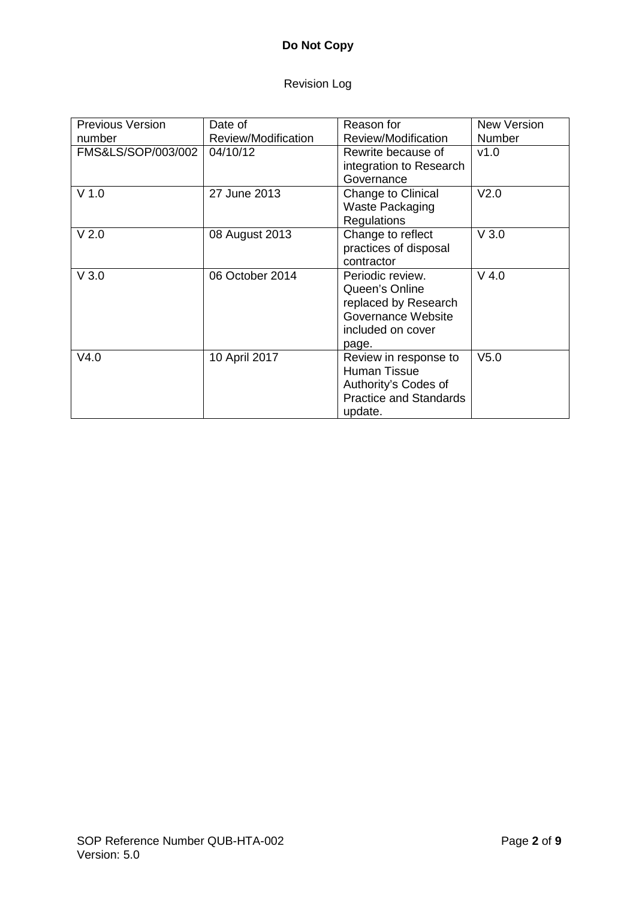**Do Not Copy**

Revision Log

| Previous Version number | Date of Review/Modification | Reason for Review/Modification | New Version Number |
|---|---|---|---|
| FMS&LS/SOP/003/002 | 04/10/12 | Rewrite because of integration to Research Governance | v1.0 |
| V 1.0 | 27 June 2013 | Change to Clinical Waste Packaging Regulations | V2.0 |
| V 2.0 | 08 August 2013 | Change to reflect practices of disposal contractor | V 3.0 |
| V 3.0 | 06 October 2014 | Periodic review. Queen's Online replaced by Research Governance Website included on cover page. | V 4.0 |
| V4.0 | 10 April 2017 | Review in response to Human Tissue Authority's Codes of Practice and Standards update. | V5.0 |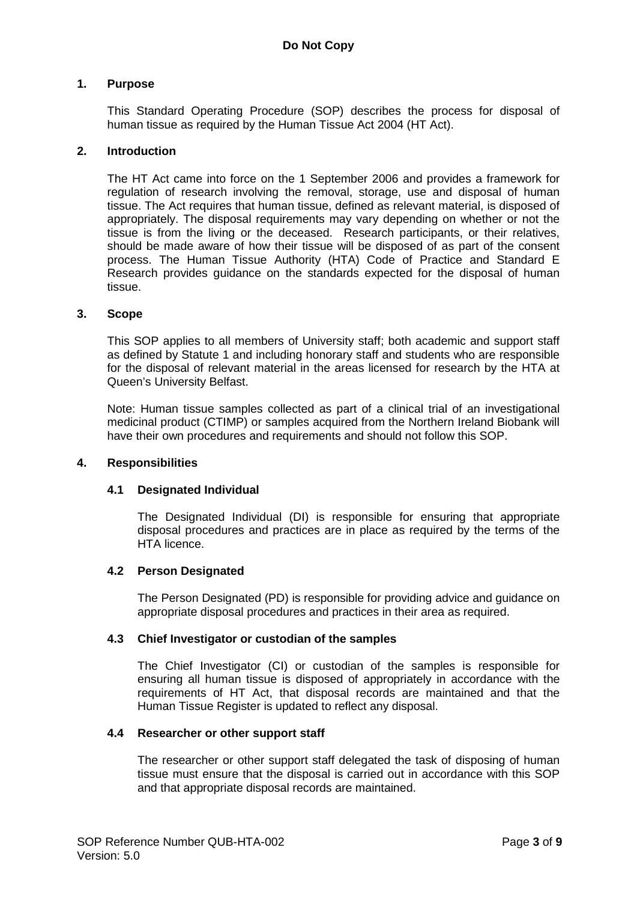## 1. Purpose

This Standard Operating Procedure (SOP) describes the process for disposal of human tissue as required by the Human Tissue Act 2004 (HT Act).

## 2. Introduction

The HT Act came into force on the 1 September 2006 and provides a framework for regulation of research involving the removal, storage, use and disposal of human tissue. The Act requires that human tissue, defined as relevant material, is disposed of appropriately. The disposal requirements may vary depending on whether or not the tissue is from the living or the deceased. Research participants, or their relatives, should be made aware of how their tissue will be disposed of as part of the consent process. The Human Tissue Authority (HTA) Code of Practice and Standard E Research provides guidance on the standards expected for the disposal of human tissue.

## 3. Scope

This SOP applies to all members of University staff; both academic and support staff as defined by Statute 1 and including honorary staff and students who are responsible for the disposal of relevant material in the areas licensed for research by the HTA at Queen's University Belfast.

Note: Human tissue samples collected as part of a clinical trial of an investigational medicinal product (CTIMP) or samples acquired from the Northern Ireland Biobank will have their own procedures and requirements and should not follow this SOP.

## 4. Responsibilities

### 4.1 Designated Individual

The Designated Individual (DI) is responsible for ensuring that appropriate disposal procedures and practices are in place as required by the terms of the HTA licence.

### 4.2 Person Designated

The Person Designated (PD) is responsible for providing advice and guidance on appropriate disposal procedures and practices in their area as required.

### 4.3 Chief Investigator or custodian of the samples

The Chief Investigator (CI) or custodian of the samples is responsible for ensuring all human tissue is disposed of appropriately in accordance with the requirements of HT Act, that disposal records are maintained and that the Human Tissue Register is updated to reflect any disposal.

### 4.4 Researcher or other support staff

The researcher or other support staff delegated the task of disposing of human tissue must ensure that the disposal is carried out in accordance with this SOP and that appropriate disposal records are maintained.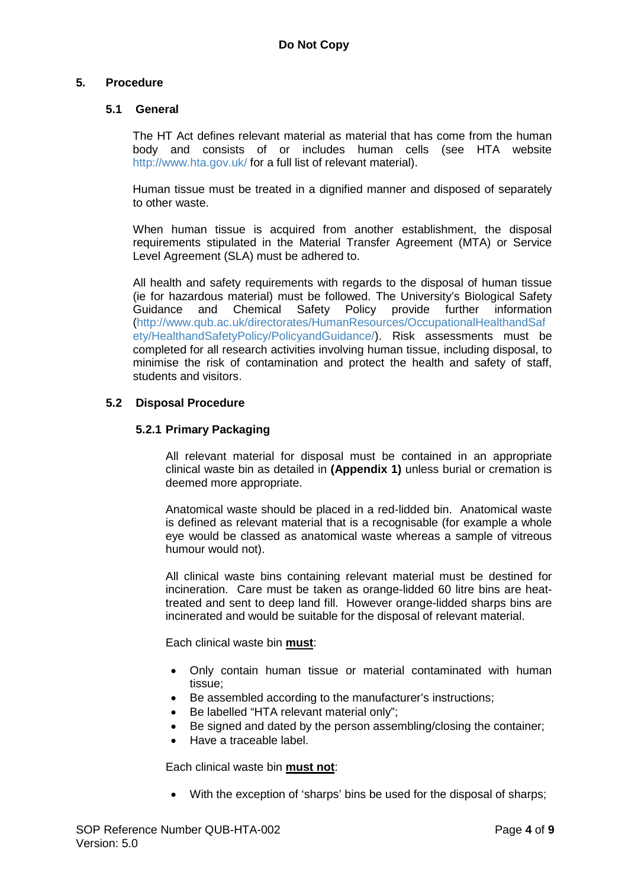**Do Not Copy**

## 5. Procedure

### 5.1 General

The HT Act defines relevant material as material that has come from the human body and consists of or includes human cells (see HTA website http://www.hta.gov.uk/ for a full list of relevant material).

Human tissue must be treated in a dignified manner and disposed of separately to other waste.

When human tissue is acquired from another establishment, the disposal requirements stipulated in the Material Transfer Agreement (MTA) or Service Level Agreement (SLA) must be adhered to.

All health and safety requirements with regards to the disposal of human tissue (ie for hazardous material) must be followed. The University's Biological Safety Guidance and Chemical Safety Policy provide further information (http://www.qub.ac.uk/directorates/HumanResources/OccupationalHealthandSafety/HealthandSafetyPolicy/PolicyandGuidance/). Risk assessments must be completed for all research activities involving human tissue, including disposal, to minimise the risk of contamination and protect the health and safety of staff, students and visitors.

### 5.2 Disposal Procedure

#### 5.2.1 Primary Packaging

All relevant material for disposal must be contained in an appropriate clinical waste bin as detailed in **(Appendix 1)** unless burial or cremation is deemed more appropriate.

Anatomical waste should be placed in a red-lidded bin. Anatomical waste is defined as relevant material that is a recognisable (for example a whole eye would be classed as anatomical waste whereas a sample of vitreous humour would not).

All clinical waste bins containing relevant material must be destined for incineration. Care must be taken as orange-lidded 60 litre bins are heat-treated and sent to deep land fill. However orange-lidded sharps bins are incinerated and would be suitable for the disposal of relevant material.

Each clinical waste bin **<u>must</u>**:

- Only contain human tissue or material contaminated with human tissue;
- Be assembled according to the manufacturer's instructions;
- Be labelled "HTA relevant material only";
- Be signed and dated by the person assembling/closing the container;
- Have a traceable label.

Each clinical waste bin **<u>must not</u>**:

- With the exception of 'sharps' bins be used for the disposal of sharps;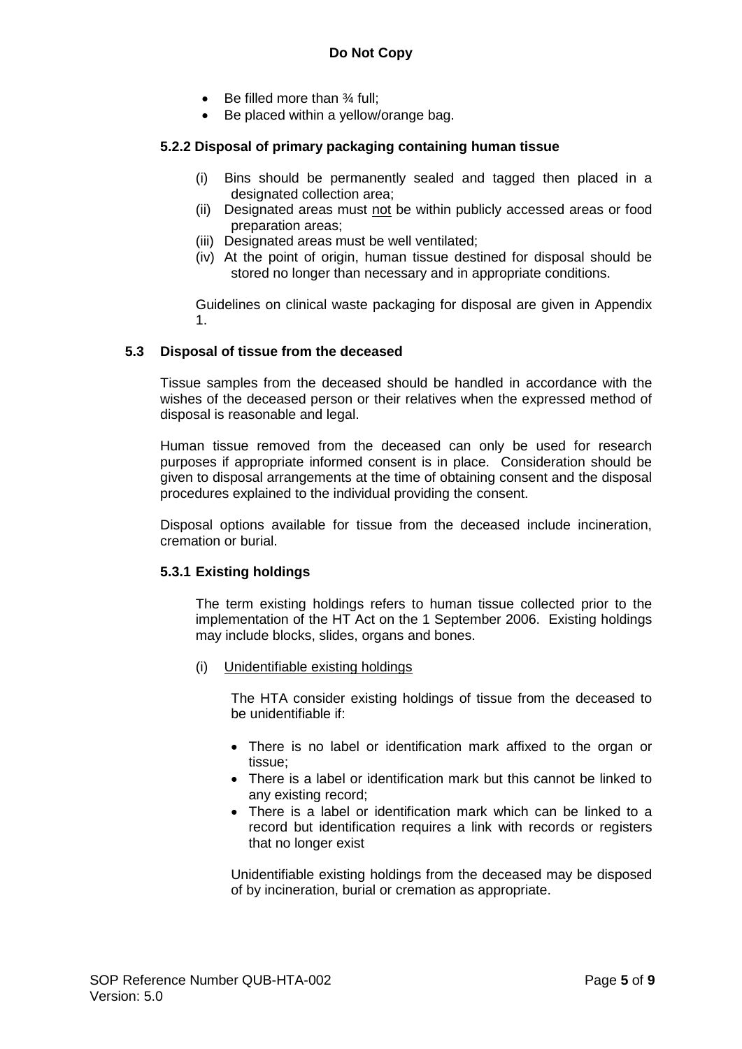- Be filled more than ¾ full;
- Be placed within a yellow/orange bag.

### 5.2.2 Disposal of primary packaging containing human tissue

(i) Bins should be permanently sealed and tagged then placed in a designated collection area;
(ii) Designated areas must not be within publicly accessed areas or food preparation areas;
(iii) Designated areas must be well ventilated;
(iv) At the point of origin, human tissue destined for disposal should be stored no longer than necessary and in appropriate conditions.

Guidelines on clinical waste packaging for disposal are given in Appendix 1.

## 5.3 Disposal of tissue from the deceased

Tissue samples from the deceased should be handled in accordance with the wishes of the deceased person or their relatives when the expressed method of disposal is reasonable and legal.

Human tissue removed from the deceased can only be used for research purposes if appropriate informed consent is in place. Consideration should be given to disposal arrangements at the time of obtaining consent and the disposal procedures explained to the individual providing the consent.

Disposal options available for tissue from the deceased include incineration, cremation or burial.

### 5.3.1 Existing holdings

The term existing holdings refers to human tissue collected prior to the implementation of the HT Act on the 1 September 2006. Existing holdings may include blocks, slides, organs and bones.

(i) Unidentifiable existing holdings

The HTA consider existing holdings of tissue from the deceased to be unidentifiable if:

- There is no label or identification mark affixed to the organ or tissue;
- There is a label or identification mark but this cannot be linked to any existing record;
- There is a label or identification mark which can be linked to a record but identification requires a link with records or registers that no longer exist

Unidentifiable existing holdings from the deceased may be disposed of by incineration, burial or cremation as appropriate.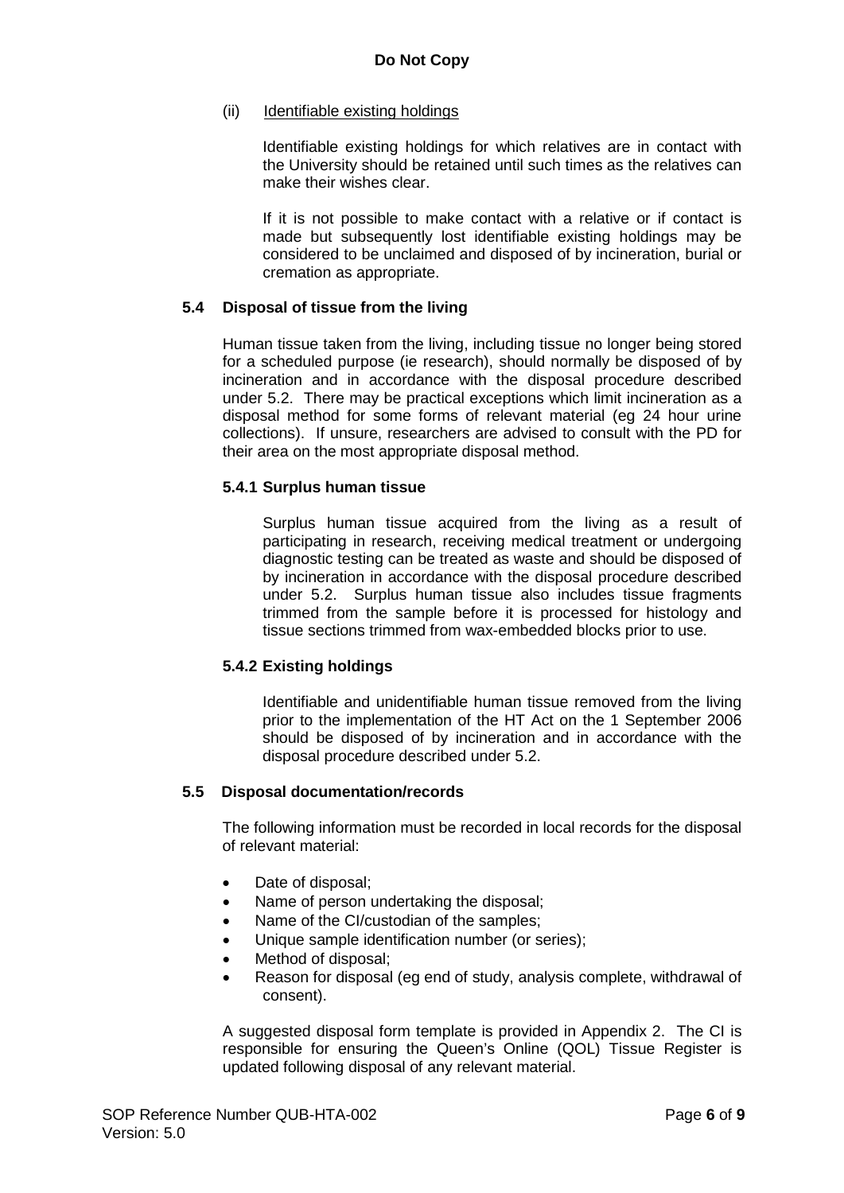(ii) Identifiable existing holdings

Identifiable existing holdings for which relatives are in contact with the University should be retained until such times as the relatives can make their wishes clear.

If it is not possible to make contact with a relative or if contact is made but subsequently lost identifiable existing holdings may be considered to be unclaimed and disposed of by incineration, burial or cremation as appropriate.

### 5.4 Disposal of tissue from the living

Human tissue taken from the living, including tissue no longer being stored for a scheduled purpose (ie research), should normally be disposed of by incineration and in accordance with the disposal procedure described under 5.2. There may be practical exceptions which limit incineration as a disposal method for some forms of relevant material (eg 24 hour urine collections). If unsure, researchers are advised to consult with the PD for their area on the most appropriate disposal method.

#### 5.4.1 Surplus human tissue

Surplus human tissue acquired from the living as a result of participating in research, receiving medical treatment or undergoing diagnostic testing can be treated as waste and should be disposed of by incineration in accordance with the disposal procedure described under 5.2. Surplus human tissue also includes tissue fragments trimmed from the sample before it is processed for histology and tissue sections trimmed from wax-embedded blocks prior to use.

#### 5.4.2 Existing holdings

Identifiable and unidentifiable human tissue removed from the living prior to the implementation of the HT Act on the 1 September 2006 should be disposed of by incineration and in accordance with the disposal procedure described under 5.2.

### 5.5 Disposal documentation/records

The following information must be recorded in local records for the disposal of relevant material:

- Date of disposal;
- Name of person undertaking the disposal;
- Name of the CI/custodian of the samples;
- Unique sample identification number (or series);
- Method of disposal;
- Reason for disposal (eg end of study, analysis complete, withdrawal of consent).

A suggested disposal form template is provided in Appendix 2. The CI is responsible for ensuring the Queen's Online (QOL) Tissue Register is updated following disposal of any relevant material.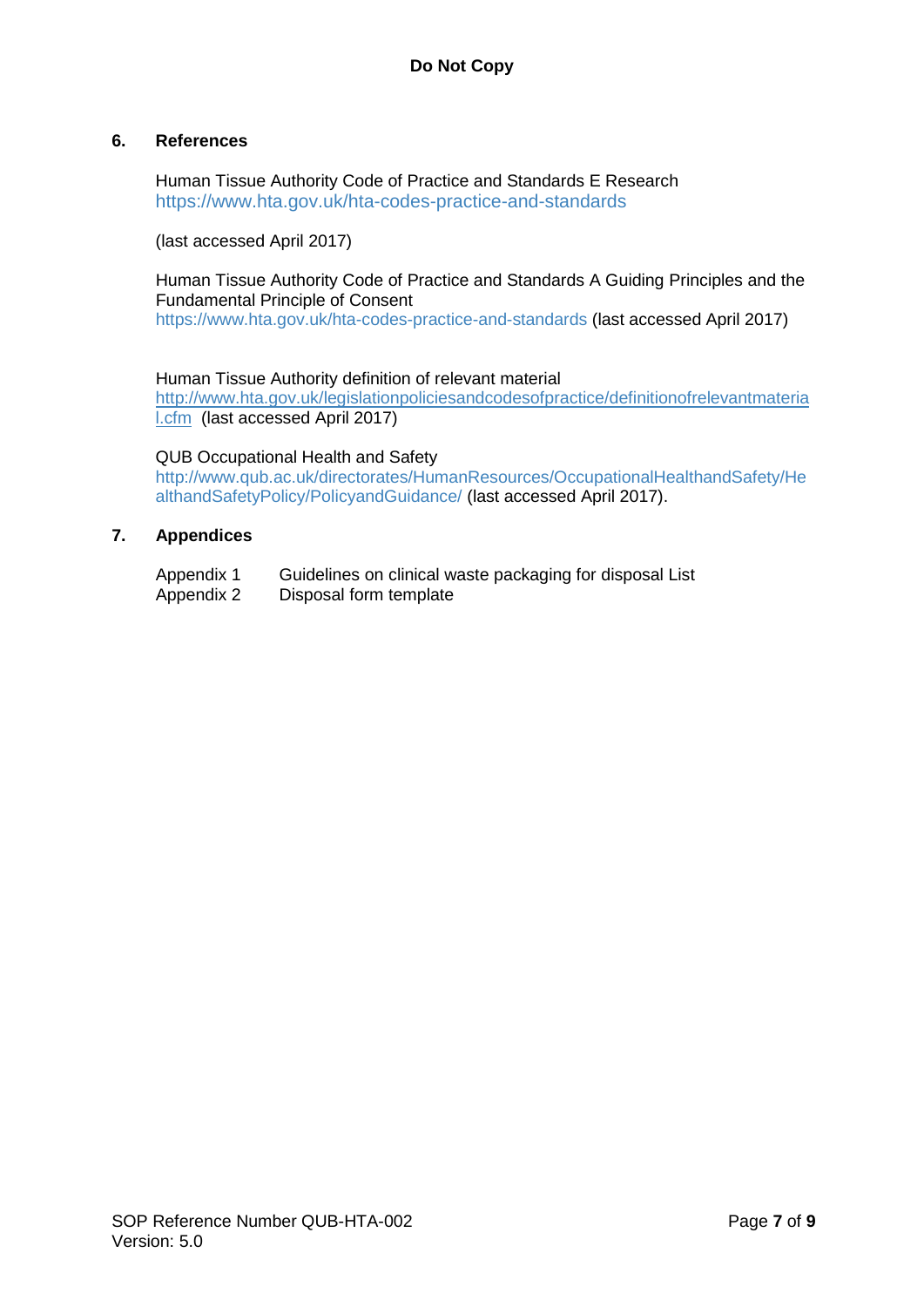## 6. References

Human Tissue Authority Code of Practice and Standards E Research
https://www.hta.gov.uk/hta-codes-practice-and-standards

(last accessed April 2017)

Human Tissue Authority Code of Practice and Standards A Guiding Principles and the Fundamental Principle of Consent
https://www.hta.gov.uk/hta-codes-practice-and-standards (last accessed April 2017)

Human Tissue Authority definition of relevant material
http://www.hta.gov.uk/legislationpoliciesandcodesofpractice/definitionofrelevantmaterial.cfm (last accessed April 2017)

QUB Occupational Health and Safety
http://www.qub.ac.uk/directorates/HumanResources/OccupationalHealthandSafety/HealthandSafetyPolicy/PolicyandGuidance/ (last accessed April 2017).

## 7. Appendices

Appendix 1 Guidelines on clinical waste packaging for disposal List
Appendix 2 Disposal form template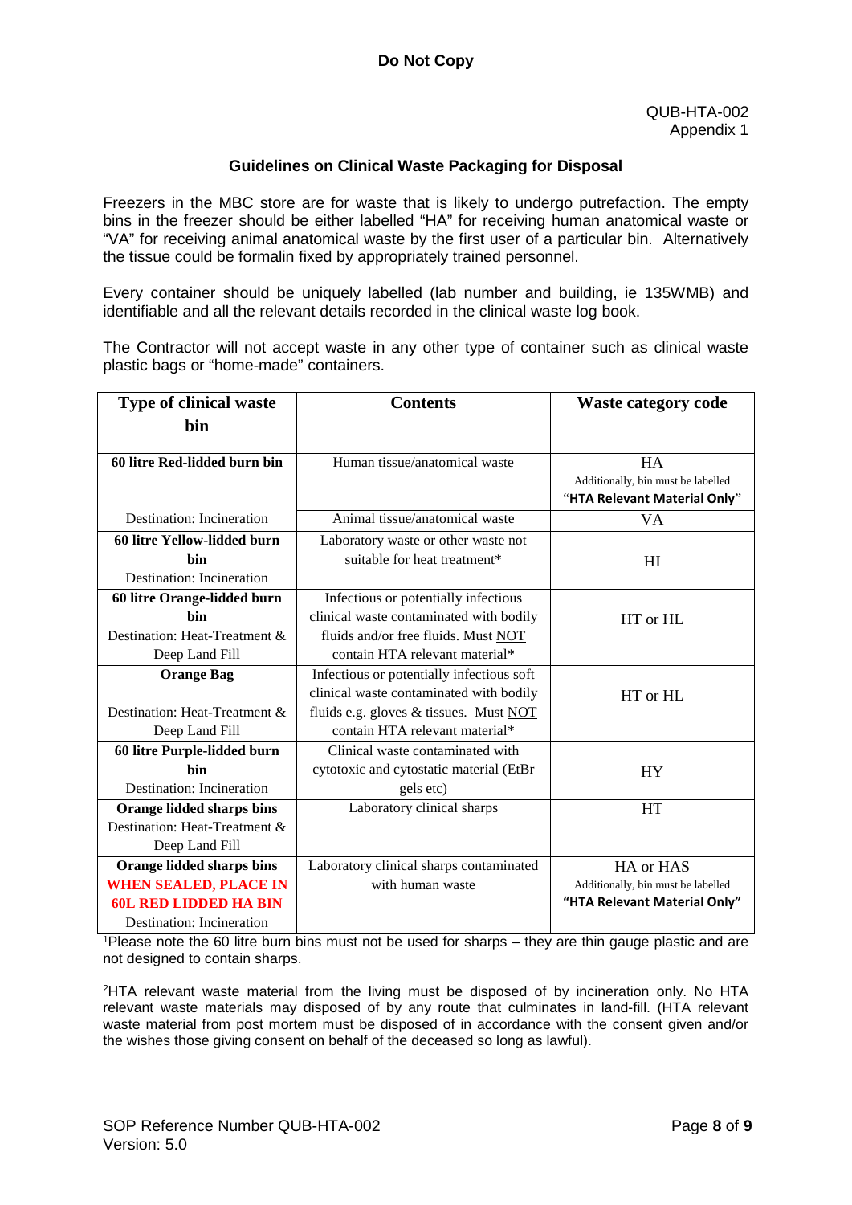**Do Not Copy**

QUB-HTA-002
Appendix 1

### Guidelines on Clinical Waste Packaging for Disposal

Freezers in the MBC store are for waste that is likely to undergo putrefaction. The empty bins in the freezer should be either labelled "HA" for receiving human anatomical waste or "VA" for receiving animal anatomical waste by the first user of a particular bin. Alternatively the tissue could be formalin fixed by appropriately trained personnel.

Every container should be uniquely labelled (lab number and building, ie 135WMB) and identifiable and all the relevant details recorded in the clinical waste log book.

The Contractor will not accept waste in any other type of container such as clinical waste plastic bags or "home-made" containers.

| Type of clinical waste bin | Contents | Waste category code |
|---|---|---|
| **60 litre Red-lidded burn bin** | Human tissue/anatomical waste | HA<br>Additionally, bin must be labelled **"HTA Relevant Material Only"** |
| Destination: Incineration | Animal tissue/anatomical waste | VA |
| **60 litre Yellow-lidded burn bin**<br>Destination: Incineration | Laboratory waste or other waste not suitable for heat treatment* | HI |
| **60 litre Orange-lidded burn bin**<br>Destination: Heat-Treatment & Deep Land Fill | Infectious or potentially infectious clinical waste contaminated with bodily fluids and/or free fluids. Must NOT contain HTA relevant material* | HT or HL |
| **Orange Bag**<br>Destination: Heat-Treatment & Deep Land Fill | Infectious or potentially infectious soft clinical waste contaminated with bodily fluids e.g. gloves & tissues. Must NOT contain HTA relevant material* | HT or HL |
| **60 litre Purple-lidded burn bin**<br>Destination: Incineration | Clinical waste contaminated with cytotoxic and cytostatic material (EtBr gels etc) | HY |
| **Orange lidded sharps bins**<br>Destination: Heat-Treatment & Deep Land Fill | Laboratory clinical sharps | HT |
| **Orange lidded sharps bins**<br>**WHEN SEALED, PLACE IN 60L RED LIDDED HA BIN**<br>Destination: Incineration | Laboratory clinical sharps contaminated with human waste | HA or HAS<br>Additionally, bin must be labelled **"HTA Relevant Material Only"** |

[1]Please note the 60 litre burn bins must not be used for sharps – they are thin gauge plastic and are not designed to contain sharps.

[2]HTA relevant waste material from the living must be disposed of by incineration only. No HTA relevant waste materials may disposed of by any route that culminates in land-fill. (HTA relevant waste material from post mortem must be disposed of in accordance with the consent given and/or the wishes those giving consent on behalf of the deceased so long as lawful).

SOP Reference Number QUB-HTA-002
Version: 5.0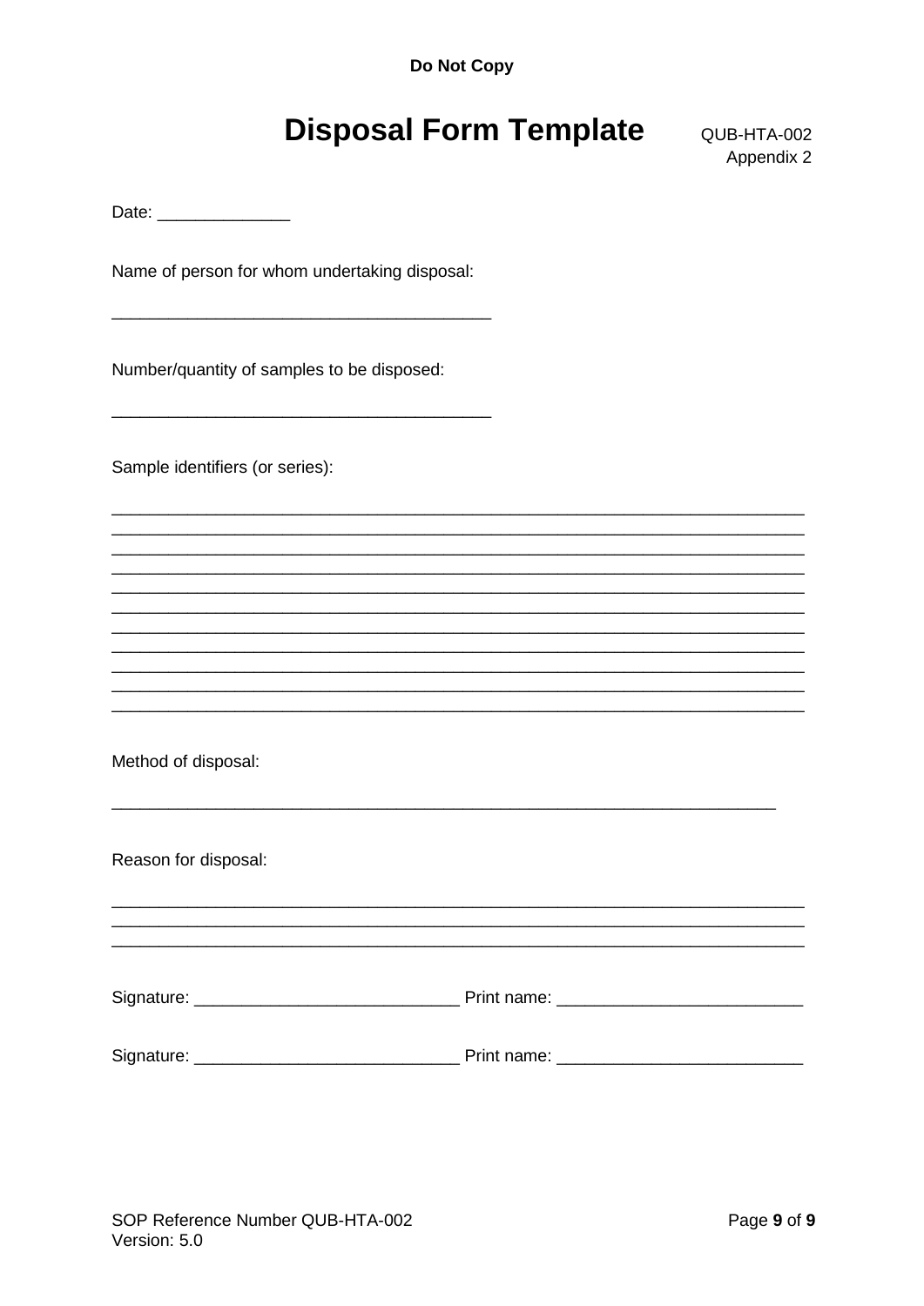Do Not Copy

# Disposal Form Template

QUB-HTA-002
Appendix 2

Date: ______________

Name of person for whom undertaking disposal:

________________________________________

Number/quantity of samples to be disposed:

________________________________________

Sample identifiers (or series):

________________________________________________________________________
________________________________________________________________________
________________________________________________________________________
________________________________________________________________________
________________________________________________________________________
________________________________________________________________________
________________________________________________________________________
________________________________________________________________________
________________________________________________________________________
________________________________________________________________________
________________________________________________________________________

Method of disposal:

______________________________________________________________________

Reason for disposal:

________________________________________________________________________
________________________________________________________________________
________________________________________________________________________

Signature: ____________________________ Print name: __________________________

Signature: ____________________________ Print name: __________________________

SOP Reference Number QUB-HTA-002
Version: 5.0